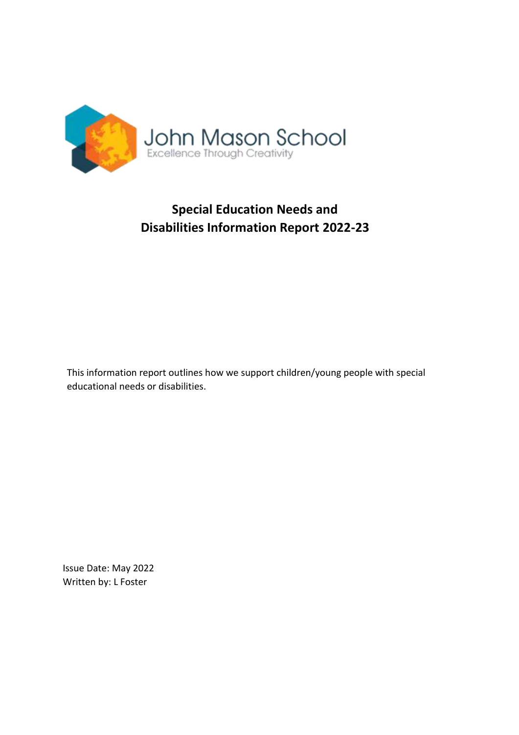John Mason School

Excellence Through Creativity

# Special Education Needs and Disabilities Information Report 2022-23

This information report outlines how we support children/young people with special educational needs or disabilities.

Issue Date: May 2022

Written by: L Foster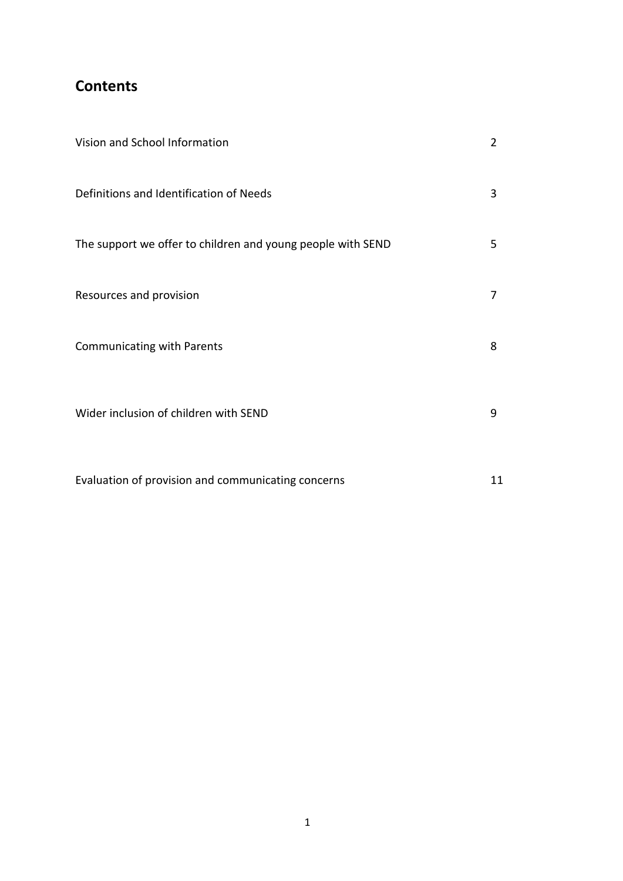## Contents

| | |
|---|---|
| Vision and School Information | 2 |
| Definitions and Identification of Needs | 3 |
| The support we offer to children and young people with SEND | 5 |
| Resources and provision | 7 |
| Communicating with Parents | 8 |
| Wider inclusion of children with SEND | 9 |
| Evaluation of provision and communicating concerns | 11 |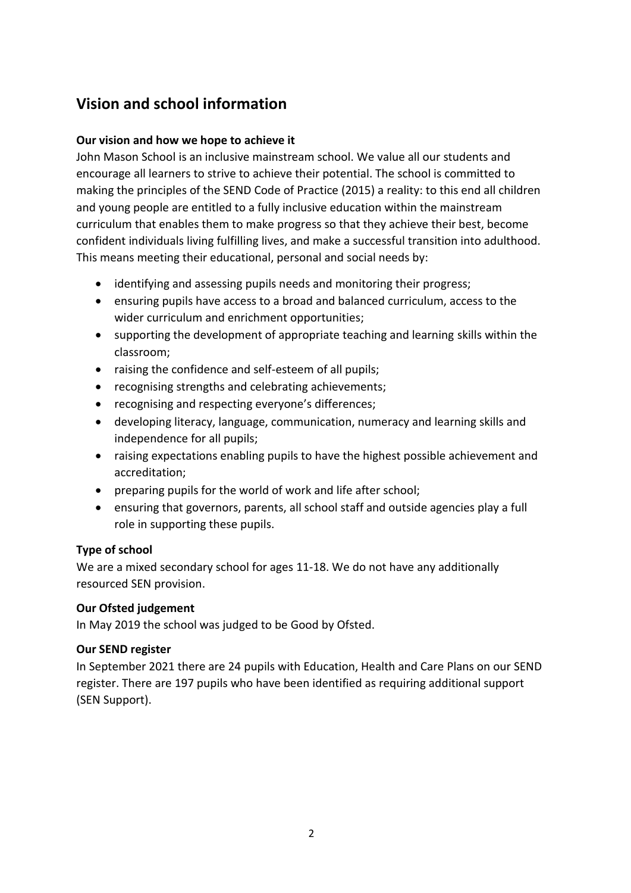## Vision and school information

### Our vision and how we hope to achieve it

John Mason School is an inclusive mainstream school. We value all our students and encourage all learners to strive to achieve their potential. The school is committed to making the principles of the SEND Code of Practice (2015) a reality: to this end all children and young people are entitled to a fully inclusive education within the mainstream curriculum that enables them to make progress so that they achieve their best, become confident individuals living fulfilling lives, and make a successful transition into adulthood. This means meeting their educational, personal and social needs by:

- identifying and assessing pupils needs and monitoring their progress;
- ensuring pupils have access to a broad and balanced curriculum, access to the wider curriculum and enrichment opportunities;
- supporting the development of appropriate teaching and learning skills within the classroom;
- raising the confidence and self-esteem of all pupils;
- recognising strengths and celebrating achievements;
- recognising and respecting everyone's differences;
- developing literacy, language, communication, numeracy and learning skills and independence for all pupils;
- raising expectations enabling pupils to have the highest possible achievement and accreditation;
- preparing pupils for the world of work and life after school;
- ensuring that governors, parents, all school staff and outside agencies play a full role in supporting these pupils.

### Type of school

We are a mixed secondary school for ages 11-18. We do not have any additionally resourced SEN provision.

### Our Ofsted judgement

In May 2019 the school was judged to be Good by Ofsted.

### Our SEND register

In September 2021 there are 24 pupils with Education, Health and Care Plans on our SEND register. There are 197 pupils who have been identified as requiring additional support (SEN Support).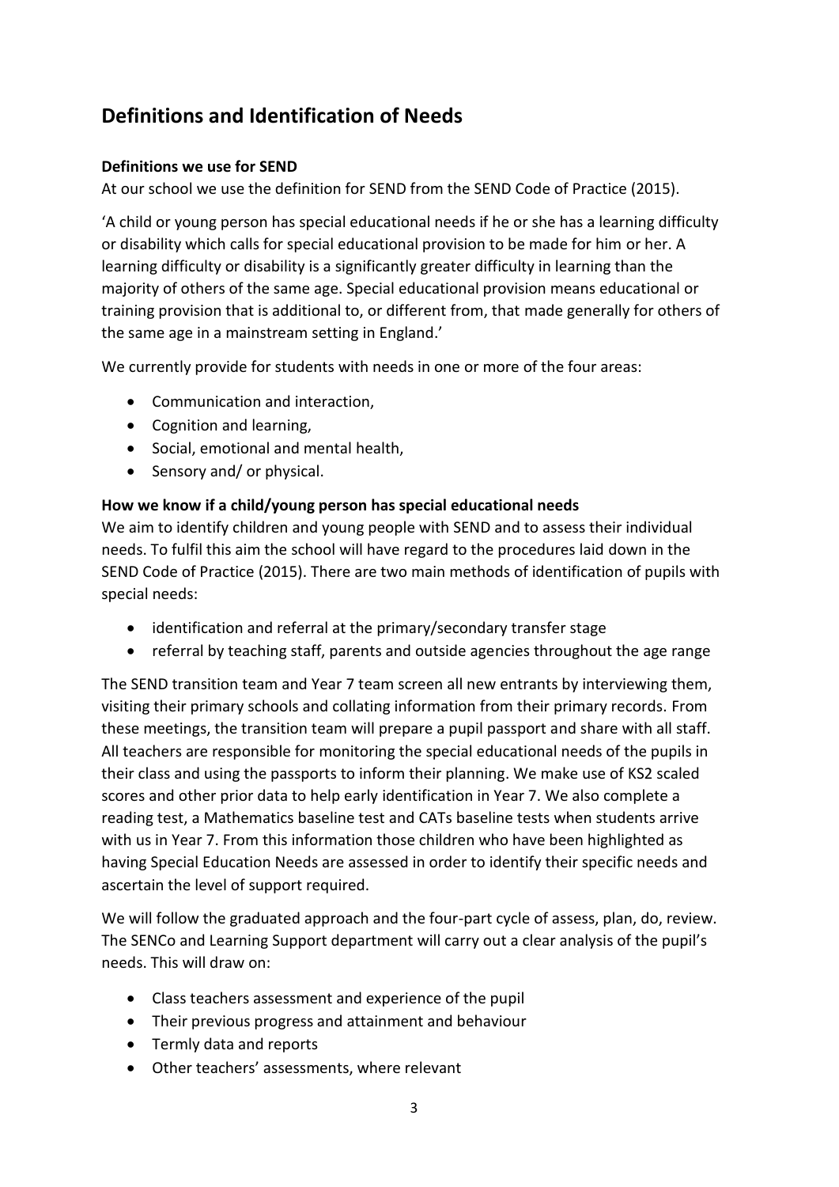## Definitions and Identification of Needs

**Definitions we use for SEND**

At our school we use the definition for SEND from the SEND Code of Practice (2015).

'A child or young person has special educational needs if he or she has a learning difficulty or disability which calls for special educational provision to be made for him or her. A learning difficulty or disability is a significantly greater difficulty in learning than the majority of others of the same age. Special educational provision means educational or training provision that is additional to, or different from, that made generally for others of the same age in a mainstream setting in England.'

We currently provide for students with needs in one or more of the four areas:

- Communication and interaction,
- Cognition and learning,
- Social, emotional and mental health,
- Sensory and/ or physical.

**How we know if a child/young person has special educational needs**

We aim to identify children and young people with SEND and to assess their individual needs. To fulfil this aim the school will have regard to the procedures laid down in the SEND Code of Practice (2015). There are two main methods of identification of pupils with special needs:

- identification and referral at the primary/secondary transfer stage
- referral by teaching staff, parents and outside agencies throughout the age range

The SEND transition team and Year 7 team screen all new entrants by interviewing them, visiting their primary schools and collating information from their primary records. From these meetings, the transition team will prepare a pupil passport and share with all staff. All teachers are responsible for monitoring the special educational needs of the pupils in their class and using the passports to inform their planning. We make use of KS2 scaled scores and other prior data to help early identification in Year 7. We also complete a reading test, a Mathematics baseline test and CATs baseline tests when students arrive with us in Year 7. From this information those children who have been highlighted as having Special Education Needs are assessed in order to identify their specific needs and ascertain the level of support required.

We will follow the graduated approach and the four-part cycle of assess, plan, do, review. The SENCo and Learning Support department will carry out a clear analysis of the pupil's needs. This will draw on:

- Class teachers assessment and experience of the pupil
- Their previous progress and attainment and behaviour
- Termly data and reports
- Other teachers' assessments, where relevant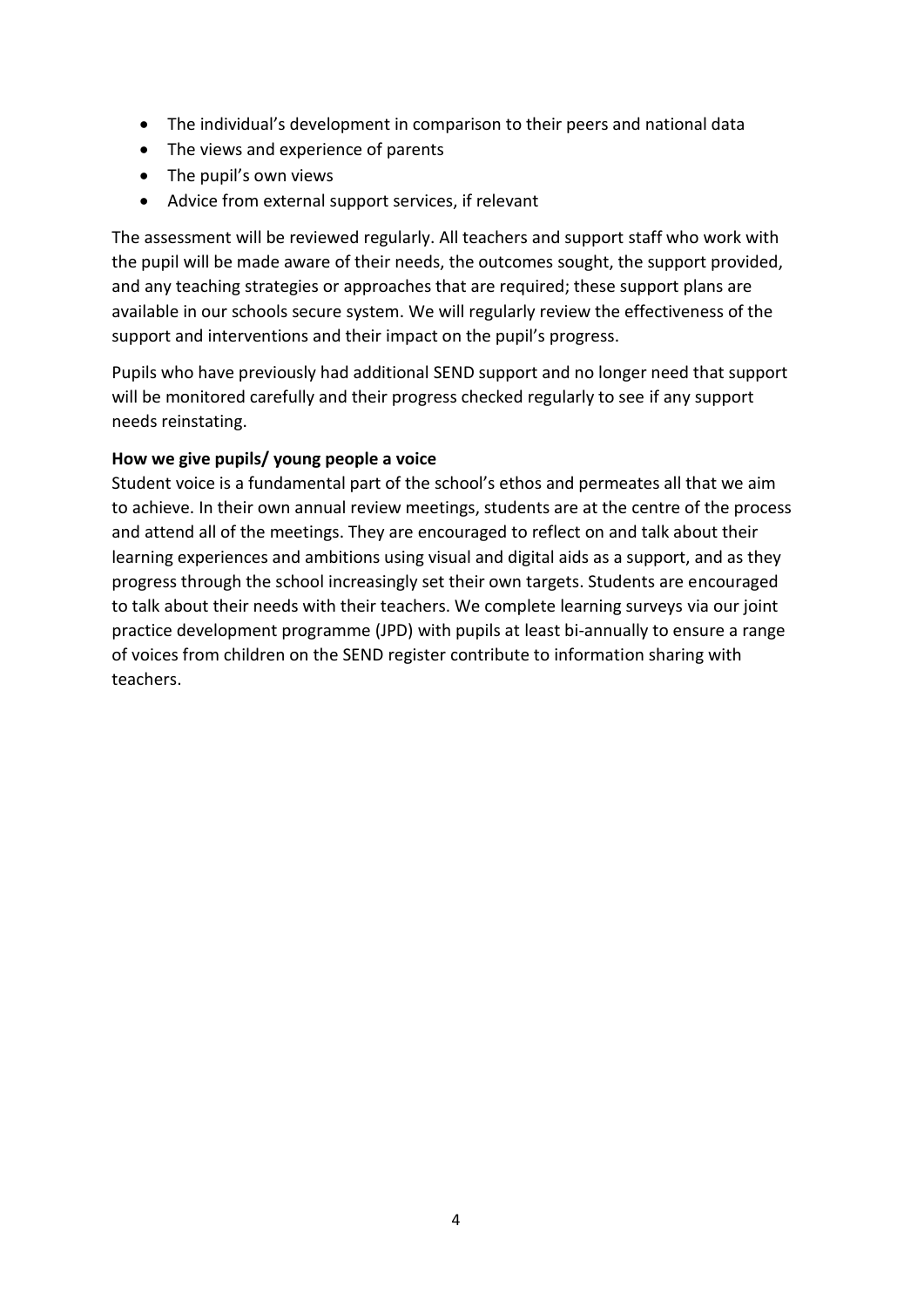- The individual's development in comparison to their peers and national data
- The views and experience of parents
- The pupil's own views
- Advice from external support services, if relevant

The assessment will be reviewed regularly. All teachers and support staff who work with the pupil will be made aware of their needs, the outcomes sought, the support provided, and any teaching strategies or approaches that are required; these support plans are available in our schools secure system. We will regularly review the effectiveness of the support and interventions and their impact on the pupil's progress.

Pupils who have previously had additional SEND support and no longer need that support will be monitored carefully and their progress checked regularly to see if any support needs reinstating.

**How we give pupils/ young people a voice**

Student voice is a fundamental part of the school's ethos and permeates all that we aim to achieve. In their own annual review meetings, students are at the centre of the process and attend all of the meetings. They are encouraged to reflect on and talk about their learning experiences and ambitions using visual and digital aids as a support, and as they progress through the school increasingly set their own targets. Students are encouraged to talk about their needs with their teachers. We complete learning surveys via our joint practice development programme (JPD) with pupils at least bi-annually to ensure a range of voices from children on the SEND register contribute to information sharing with teachers.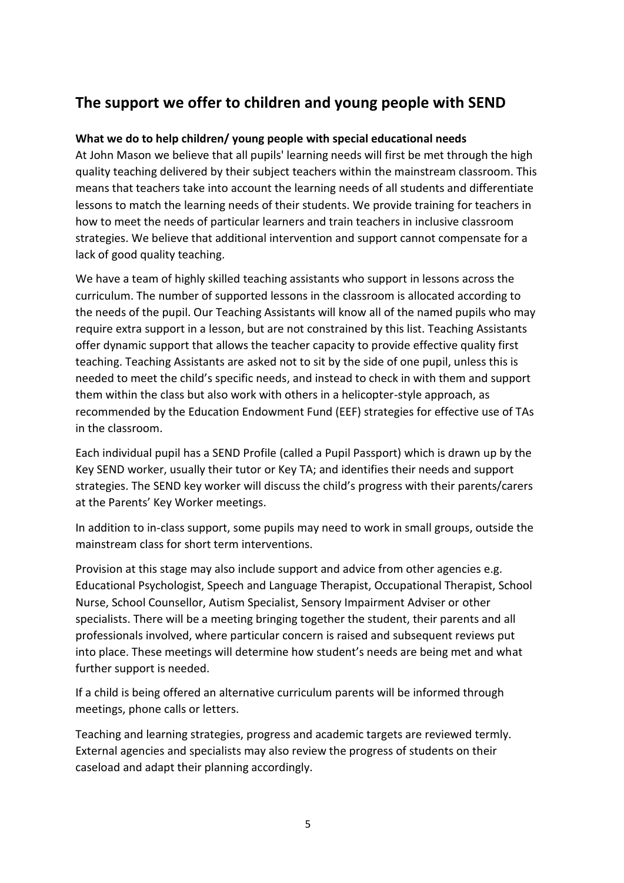## The support we offer to children and young people with SEND

**What we do to help children/ young people with special educational needs**

At John Mason we believe that all pupils' learning needs will first be met through the high quality teaching delivered by their subject teachers within the mainstream classroom. This means that teachers take into account the learning needs of all students and differentiate lessons to match the learning needs of their students. We provide training for teachers in how to meet the needs of particular learners and train teachers in inclusive classroom strategies. We believe that additional intervention and support cannot compensate for a lack of good quality teaching.

We have a team of highly skilled teaching assistants who support in lessons across the curriculum. The number of supported lessons in the classroom is allocated according to the needs of the pupil. Our Teaching Assistants will know all of the named pupils who may require extra support in a lesson, but are not constrained by this list. Teaching Assistants offer dynamic support that allows the teacher capacity to provide effective quality first teaching. Teaching Assistants are asked not to sit by the side of one pupil, unless this is needed to meet the child's specific needs, and instead to check in with them and support them within the class but also work with others in a helicopter-style approach, as recommended by the Education Endowment Fund (EEF) strategies for effective use of TAs in the classroom.

Each individual pupil has a SEND Profile (called a Pupil Passport) which is drawn up by the Key SEND worker, usually their tutor or Key TA; and identifies their needs and support strategies. The SEND key worker will discuss the child's progress with their parents/carers at the Parents' Key Worker meetings.

In addition to in-class support, some pupils may need to work in small groups, outside the mainstream class for short term interventions.

Provision at this stage may also include support and advice from other agencies e.g. Educational Psychologist, Speech and Language Therapist, Occupational Therapist, School Nurse, School Counsellor, Autism Specialist, Sensory Impairment Adviser or other specialists. There will be a meeting bringing together the student, their parents and all professionals involved, where particular concern is raised and subsequent reviews put into place. These meetings will determine how student's needs are being met and what further support is needed.

If a child is being offered an alternative curriculum parents will be informed through meetings, phone calls or letters.

Teaching and learning strategies, progress and academic targets are reviewed termly. External agencies and specialists may also review the progress of students on their caseload and adapt their planning accordingly.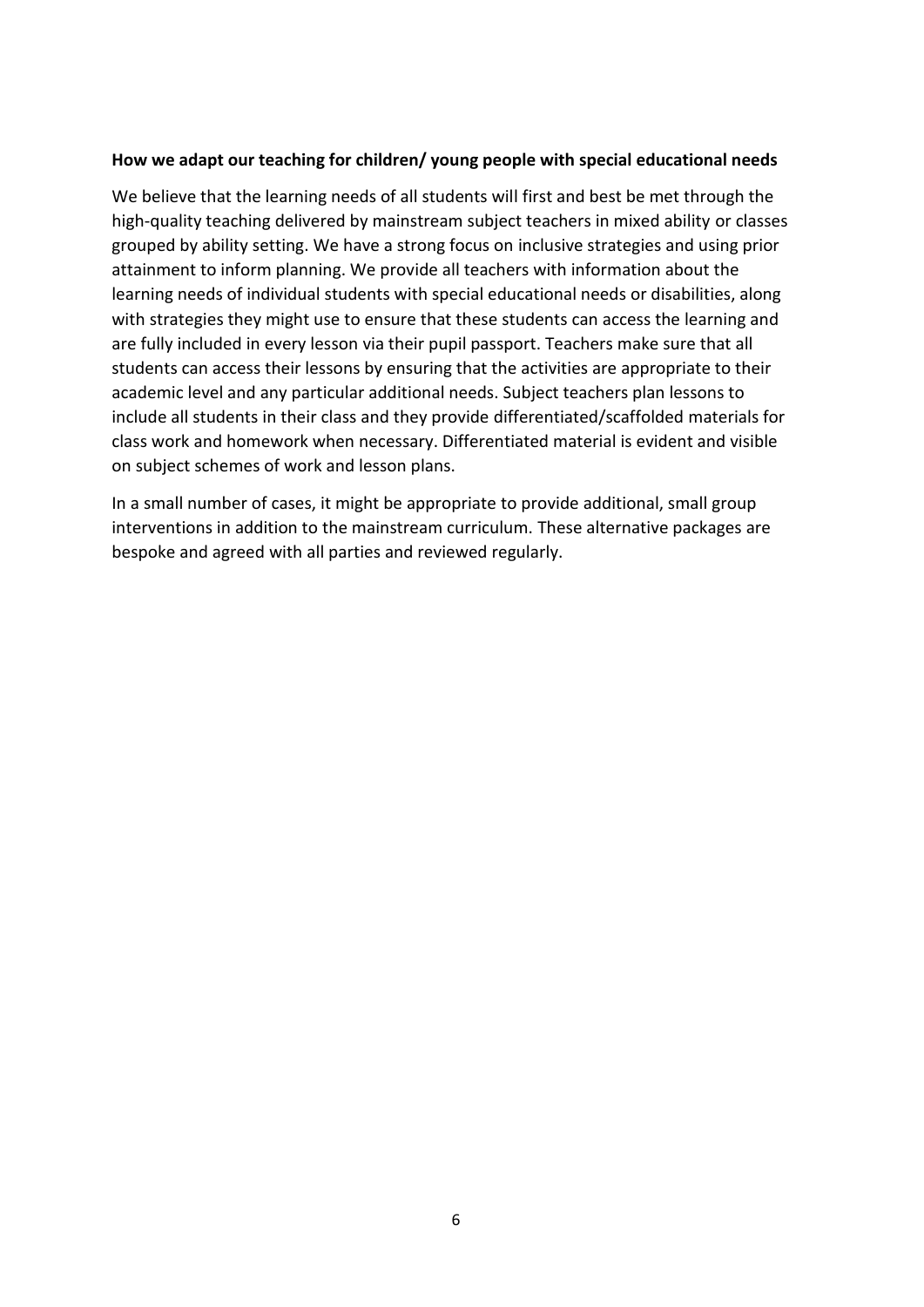**How we adapt our teaching for children/ young people with special educational needs**

We believe that the learning needs of all students will first and best be met through the high-quality teaching delivered by mainstream subject teachers in mixed ability or classes grouped by ability setting. We have a strong focus on inclusive strategies and using prior attainment to inform planning. We provide all teachers with information about the learning needs of individual students with special educational needs or disabilities, along with strategies they might use to ensure that these students can access the learning and are fully included in every lesson via their pupil passport. Teachers make sure that all students can access their lessons by ensuring that the activities are appropriate to their academic level and any particular additional needs. Subject teachers plan lessons to include all students in their class and they provide differentiated/scaffolded materials for class work and homework when necessary. Differentiated material is evident and visible on subject schemes of work and lesson plans.

In a small number of cases, it might be appropriate to provide additional, small group interventions in addition to the mainstream curriculum. These alternative packages are bespoke and agreed with all parties and reviewed regularly.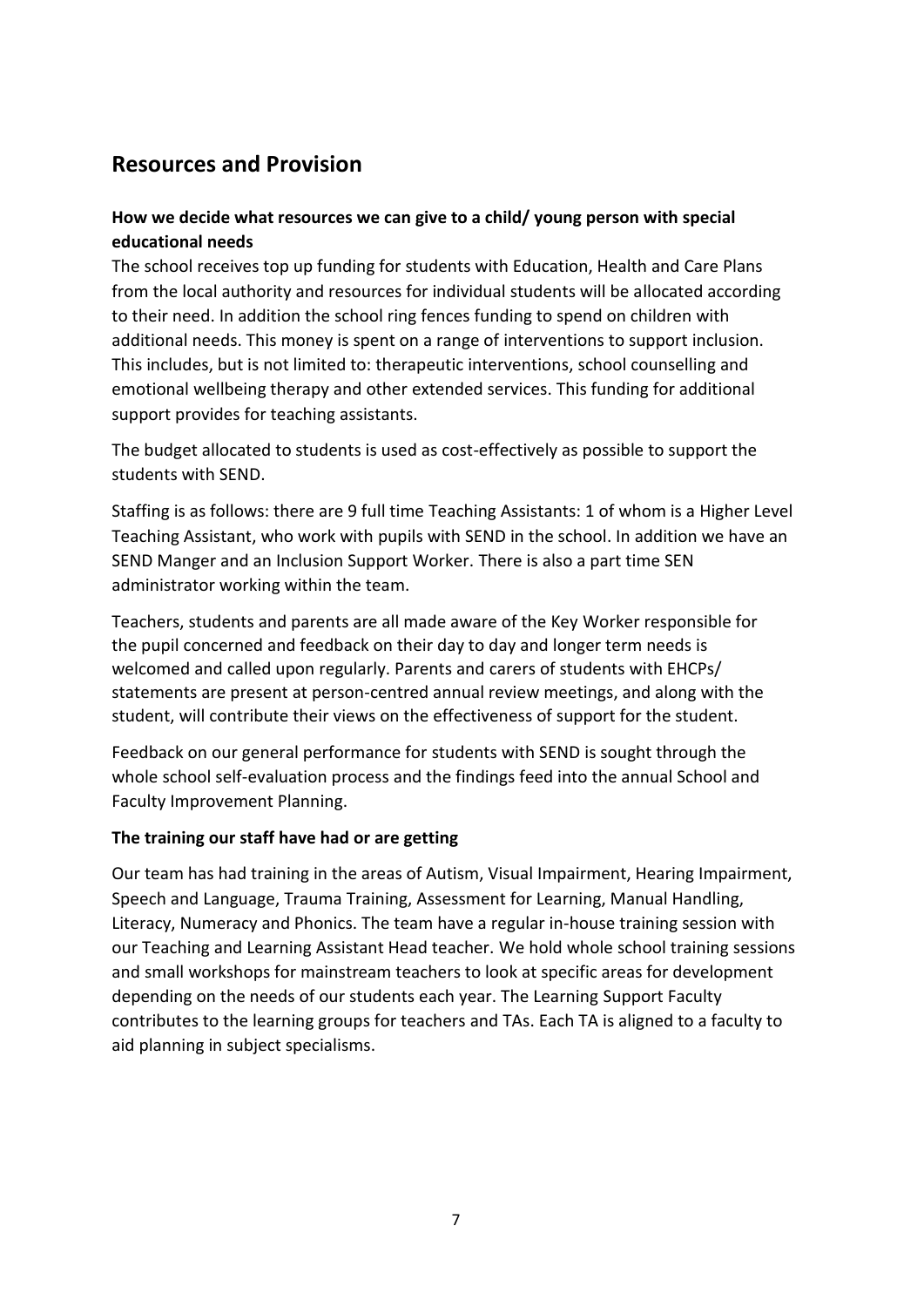## Resources and Provision

**How we decide what resources we can give to a child/ young person with special educational needs**

The school receives top up funding for students with Education, Health and Care Plans from the local authority and resources for individual students will be allocated according to their need. In addition the school ring fences funding to spend on children with additional needs. This money is spent on a range of interventions to support inclusion. This includes, but is not limited to: therapeutic interventions, school counselling and emotional wellbeing therapy and other extended services. This funding for additional support provides for teaching assistants.

The budget allocated to students is used as cost-effectively as possible to support the students with SEND.

Staffing is as follows: there are 9 full time Teaching Assistants: 1 of whom is a Higher Level Teaching Assistant, who work with pupils with SEND in the school. In addition we have an SEND Manger and an Inclusion Support Worker. There is also a part time SEN administrator working within the team.

Teachers, students and parents are all made aware of the Key Worker responsible for the pupil concerned and feedback on their day to day and longer term needs is welcomed and called upon regularly. Parents and carers of students with EHCPs/ statements are present at person-centred annual review meetings, and along with the student, will contribute their views on the effectiveness of support for the student.

Feedback on our general performance for students with SEND is sought through the whole school self-evaluation process and the findings feed into the annual School and Faculty Improvement Planning.

**The training our staff have had or are getting**

Our team has had training in the areas of Autism, Visual Impairment, Hearing Impairment, Speech and Language, Trauma Training, Assessment for Learning, Manual Handling, Literacy, Numeracy and Phonics. The team have a regular in-house training session with our Teaching and Learning Assistant Head teacher. We hold whole school training sessions and small workshops for mainstream teachers to look at specific areas for development depending on the needs of our students each year. The Learning Support Faculty contributes to the learning groups for teachers and TAs. Each TA is aligned to a faculty to aid planning in subject specialisms.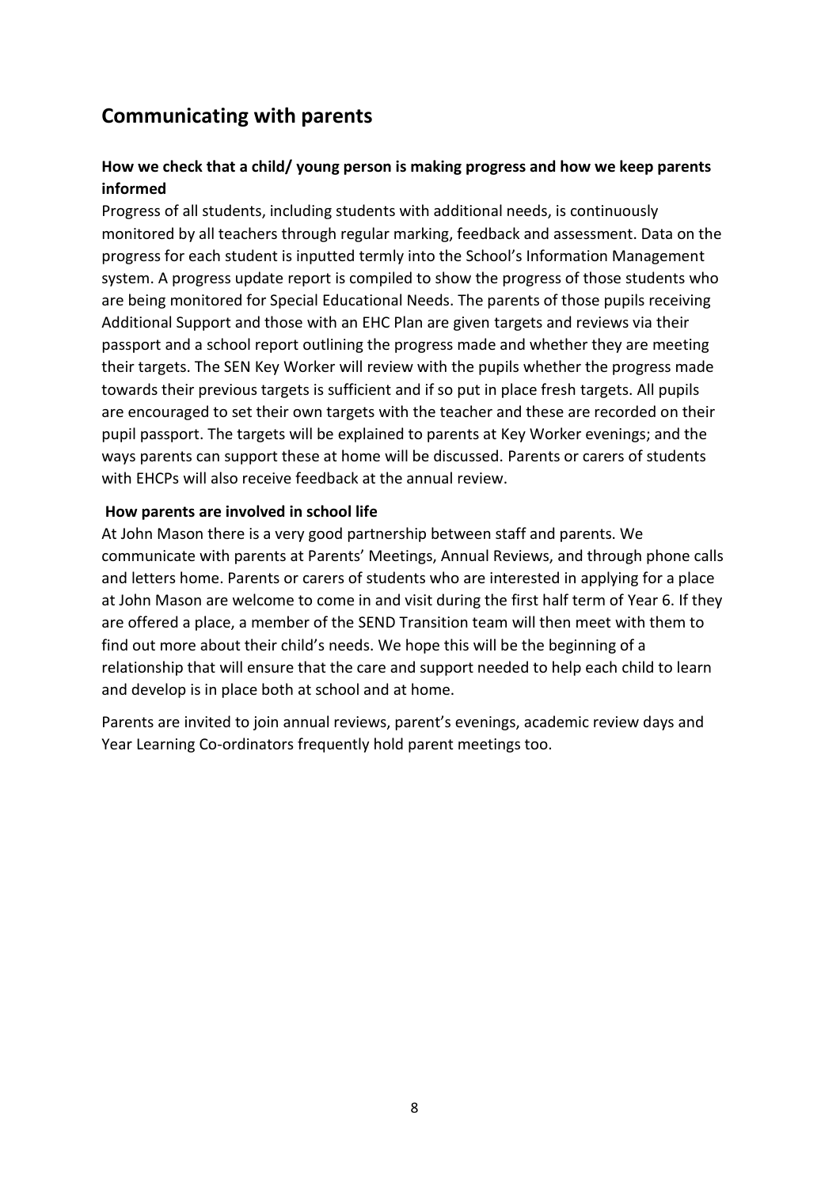## Communicating with parents

### How we check that a child/ young person is making progress and how we keep parents informed

Progress of all students, including students with additional needs, is continuously monitored by all teachers through regular marking, feedback and assessment. Data on the progress for each student is inputted termly into the School's Information Management system. A progress update report is compiled to show the progress of those students who are being monitored for Special Educational Needs. The parents of those pupils receiving Additional Support and those with an EHC Plan are given targets and reviews via their passport and a school report outlining the progress made and whether they are meeting their targets. The SEN Key Worker will review with the pupils whether the progress made towards their previous targets is sufficient and if so put in place fresh targets. All pupils are encouraged to set their own targets with the teacher and these are recorded on their pupil passport. The targets will be explained to parents at Key Worker evenings; and the ways parents can support these at home will be discussed. Parents or carers of students with EHCPs will also receive feedback at the annual review.

### How parents are involved in school life

At John Mason there is a very good partnership between staff and parents. We communicate with parents at Parents' Meetings, Annual Reviews, and through phone calls and letters home. Parents or carers of students who are interested in applying for a place at John Mason are welcome to come in and visit during the first half term of Year 6. If they are offered a place, a member of the SEND Transition team will then meet with them to find out more about their child's needs. We hope this will be the beginning of a relationship that will ensure that the care and support needed to help each child to learn and develop is in place both at school and at home.

Parents are invited to join annual reviews, parent's evenings, academic review days and Year Learning Co-ordinators frequently hold parent meetings too.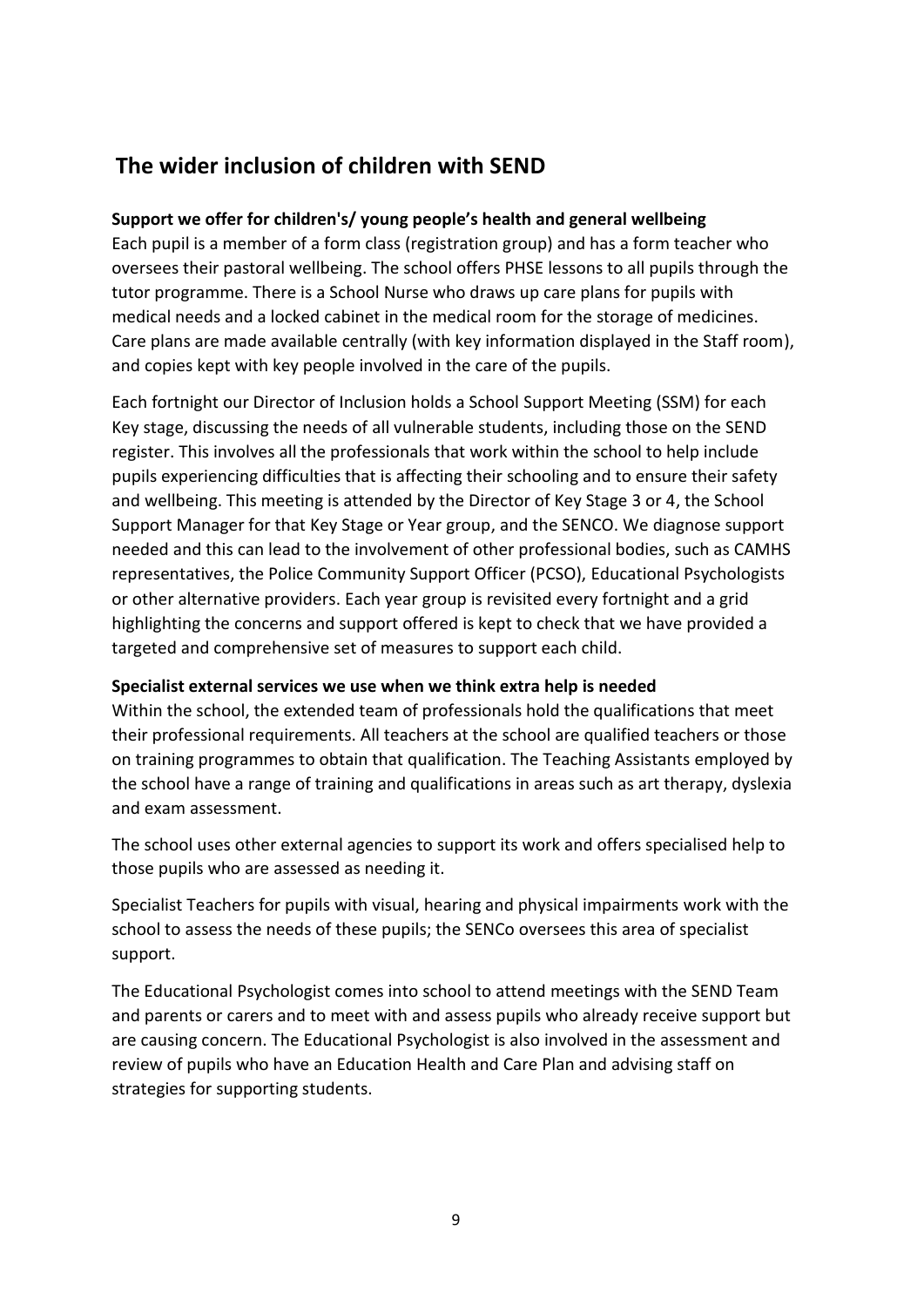## The wider inclusion of children with SEND

**Support we offer for children's/ young people's health and general wellbeing**

Each pupil is a member of a form class (registration group) and has a form teacher who oversees their pastoral wellbeing. The school offers PHSE lessons to all pupils through the tutor programme. There is a School Nurse who draws up care plans for pupils with medical needs and a locked cabinet in the medical room for the storage of medicines. Care plans are made available centrally (with key information displayed in the Staff room), and copies kept with key people involved in the care of the pupils.

Each fortnight our Director of Inclusion holds a School Support Meeting (SSM) for each Key stage, discussing the needs of all vulnerable students, including those on the SEND register. This involves all the professionals that work within the school to help include pupils experiencing difficulties that is affecting their schooling and to ensure their safety and wellbeing. This meeting is attended by the Director of Key Stage 3 or 4, the School Support Manager for that Key Stage or Year group, and the SENCO. We diagnose support needed and this can lead to the involvement of other professional bodies, such as CAMHS representatives, the Police Community Support Officer (PCSO), Educational Psychologists or other alternative providers. Each year group is revisited every fortnight and a grid highlighting the concerns and support offered is kept to check that we have provided a targeted and comprehensive set of measures to support each child.

**Specialist external services we use when we think extra help is needed**

Within the school, the extended team of professionals hold the qualifications that meet their professional requirements. All teachers at the school are qualified teachers or those on training programmes to obtain that qualification. The Teaching Assistants employed by the school have a range of training and qualifications in areas such as art therapy, dyslexia and exam assessment.

The school uses other external agencies to support its work and offers specialised help to those pupils who are assessed as needing it.

Specialist Teachers for pupils with visual, hearing and physical impairments work with the school to assess the needs of these pupils; the SENCo oversees this area of specialist support.

The Educational Psychologist comes into school to attend meetings with the SEND Team and parents or carers and to meet with and assess pupils who already receive support but are causing concern. The Educational Psychologist is also involved in the assessment and review of pupils who have an Education Health and Care Plan and advising staff on strategies for supporting students.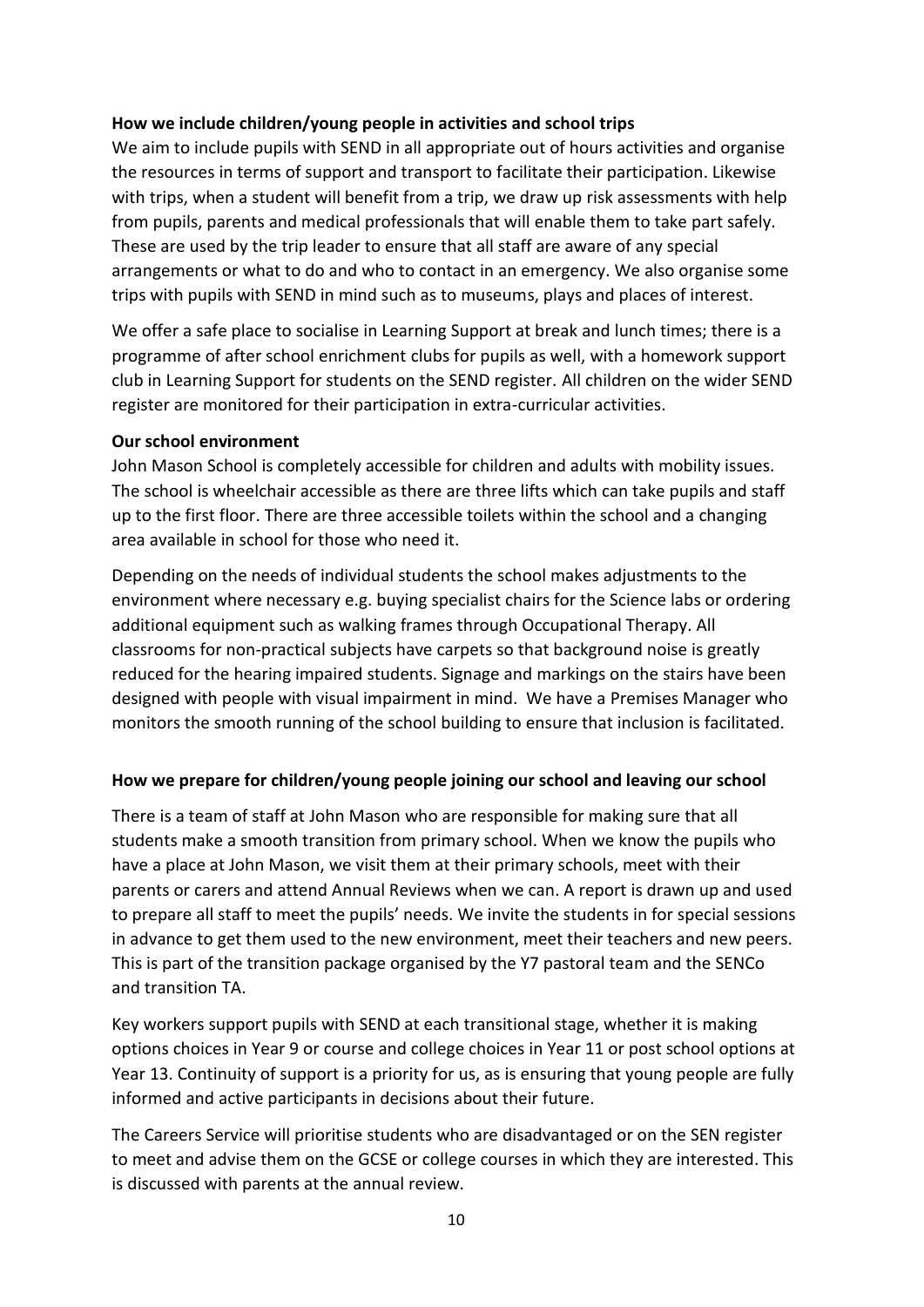**How we include children/young people in activities and school trips**

We aim to include pupils with SEND in all appropriate out of hours activities and organise the resources in terms of support and transport to facilitate their participation. Likewise with trips, when a student will benefit from a trip, we draw up risk assessments with help from pupils, parents and medical professionals that will enable them to take part safely. These are used by the trip leader to ensure that all staff are aware of any special arrangements or what to do and who to contact in an emergency. We also organise some trips with pupils with SEND in mind such as to museums, plays and places of interest.

We offer a safe place to socialise in Learning Support at break and lunch times; there is a programme of after school enrichment clubs for pupils as well, with a homework support club in Learning Support for students on the SEND register. All children on the wider SEND register are monitored for their participation in extra-curricular activities.

**Our school environment**

John Mason School is completely accessible for children and adults with mobility issues. The school is wheelchair accessible as there are three lifts which can take pupils and staff up to the first floor. There are three accessible toilets within the school and a changing area available in school for those who need it.

Depending on the needs of individual students the school makes adjustments to the environment where necessary e.g. buying specialist chairs for the Science labs or ordering additional equipment such as walking frames through Occupational Therapy. All classrooms for non-practical subjects have carpets so that background noise is greatly reduced for the hearing impaired students. Signage and markings on the stairs have been designed with people with visual impairment in mind. We have a Premises Manager who monitors the smooth running of the school building to ensure that inclusion is facilitated.

**How we prepare for children/young people joining our school and leaving our school**

There is a team of staff at John Mason who are responsible for making sure that all students make a smooth transition from primary school. When we know the pupils who have a place at John Mason, we visit them at their primary schools, meet with their parents or carers and attend Annual Reviews when we can. A report is drawn up and used to prepare all staff to meet the pupils' needs. We invite the students in for special sessions in advance to get them used to the new environment, meet their teachers and new peers. This is part of the transition package organised by the Y7 pastoral team and the SENCo and transition TA.

Key workers support pupils with SEND at each transitional stage, whether it is making options choices in Year 9 or course and college choices in Year 11 or post school options at Year 13. Continuity of support is a priority for us, as is ensuring that young people are fully informed and active participants in decisions about their future.

The Careers Service will prioritise students who are disadvantaged or on the SEN register to meet and advise them on the GCSE or college courses in which they are interested. This is discussed with parents at the annual review.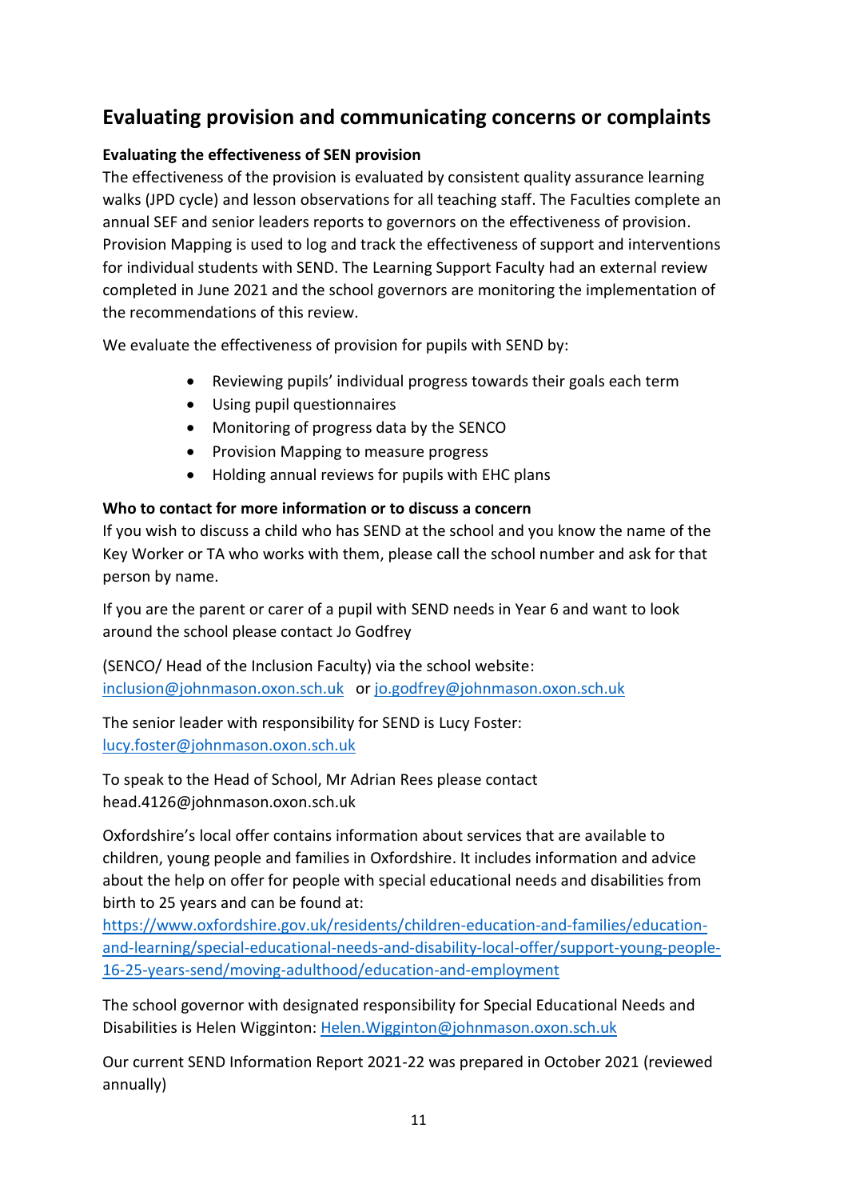## Evaluating provision and communicating concerns or complaints

**Evaluating the effectiveness of SEN provision**

The effectiveness of the provision is evaluated by consistent quality assurance learning walks (JPD cycle) and lesson observations for all teaching staff. The Faculties complete an annual SEF and senior leaders reports to governors on the effectiveness of provision. Provision Mapping is used to log and track the effectiveness of support and interventions for individual students with SEND. The Learning Support Faculty had an external review completed in June 2021 and the school governors are monitoring the implementation of the recommendations of this review.

We evaluate the effectiveness of provision for pupils with SEND by:

- Reviewing pupils' individual progress towards their goals each term
- Using pupil questionnaires
- Monitoring of progress data by the SENCO
- Provision Mapping to measure progress
- Holding annual reviews for pupils with EHC plans

**Who to contact for more information or to discuss a concern**

If you wish to discuss a child who has SEND at the school and you know the name of the Key Worker or TA who works with them, please call the school number and ask for that person by name.

If you are the parent or carer of a pupil with SEND needs in Year 6 and want to look around the school please contact Jo Godfrey

(SENCO/ Head of the Inclusion Faculty) via the school website: inclusion@johnmason.oxon.sch.uk or jo.godfrey@johnmason.oxon.sch.uk

The senior leader with responsibility for SEND is Lucy Foster: lucy.foster@johnmason.oxon.sch.uk

To speak to the Head of School, Mr Adrian Rees please contact head.4126@johnmason.oxon.sch.uk

Oxfordshire's local offer contains information about services that are available to children, young people and families in Oxfordshire. It includes information and advice about the help on offer for people with special educational needs and disabilities from birth to 25 years and can be found at: https://www.oxfordshire.gov.uk/residents/children-education-and-families/education-and-learning/special-educational-needs-and-disability-local-offer/support-young-people-16-25-years-send/moving-adulthood/education-and-employment

The school governor with designated responsibility for Special Educational Needs and Disabilities is Helen Wigginton: Helen.Wigginton@johnmason.oxon.sch.uk

Our current SEND Information Report 2021-22 was prepared in October 2021 (reviewed annually)